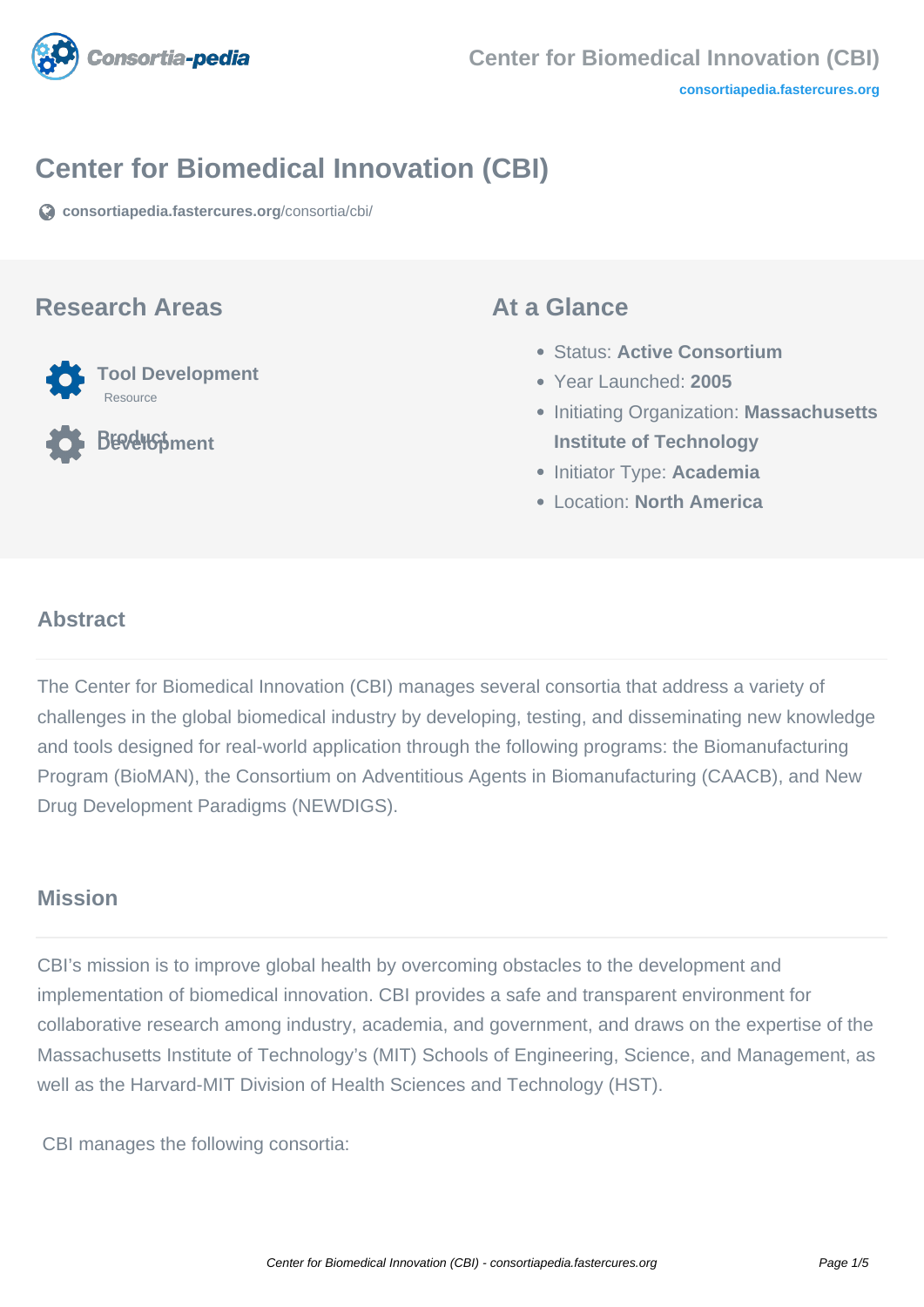# Center for Biomedical Innovation (CBI)

consortiapedia.fastercures.org/consortia/cbi/

## Research Areas

**Tool Development**
Resource

**Product Development**

## At a Glance

- Status: **Active Consortium**
- Year Launched: **2005**
- Initiating Organization: **Massachusetts Institute of Technology**
- Initiator Type: **Academia**
- Location: **North America**

## Abstract

The Center for Biomedical Innovation (CBI) manages several consortia that address a variety of challenges in the global biomedical industry by developing, testing, and disseminating new knowledge and tools designed for real-world application through the following programs: the Biomanufacturing Program (BioMAN), the Consortium on Adventitious Agents in Biomanufacturing (CAACB), and New Drug Development Paradigms (NEWDIGS).

## Mission

CBI's mission is to improve global health by overcoming obstacles to the development and implementation of biomedical innovation. CBI provides a safe and transparent environment for collaborative research among industry, academia, and government, and draws on the expertise of the Massachusetts Institute of Technology's (MIT) Schools of Engineering, Science, and Management, as well as the Harvard-MIT Division of Health Sciences and Technology (HST).

CBI manages the following consortia: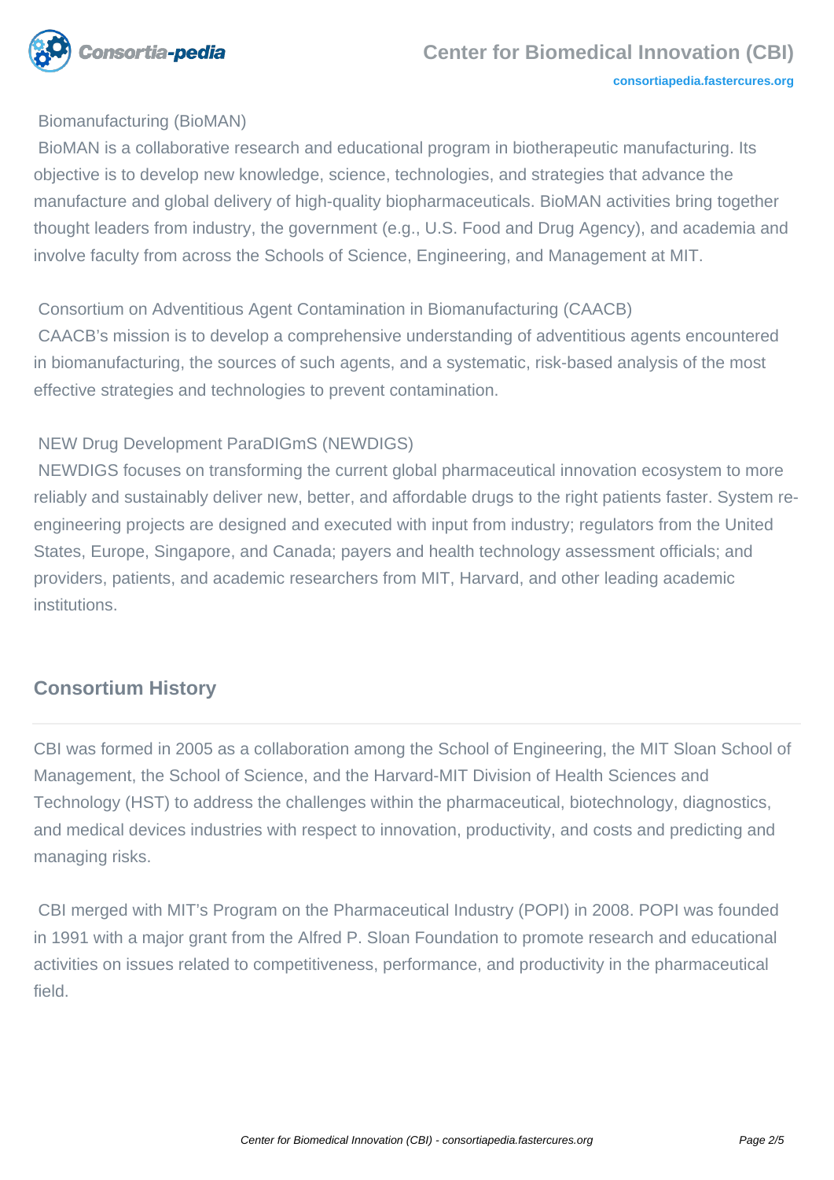Biomanufacturing (BioMAN)

BioMAN is a collaborative research and educational program in biotherapeutic manufacturing. Its objective is to develop new knowledge, science, technologies, and strategies that advance the manufacture and global delivery of high-quality biopharmaceuticals. BioMAN activities bring together thought leaders from industry, the government (e.g., U.S. Food and Drug Agency), and academia and involve faculty from across the Schools of Science, Engineering, and Management at MIT.

Consortium on Adventitious Agent Contamination in Biomanufacturing (CAACB)

CAACB's mission is to develop a comprehensive understanding of adventitious agents encountered in biomanufacturing, the sources of such agents, and a systematic, risk-based analysis of the most effective strategies and technologies to prevent contamination.

NEW Drug Development ParaDIGmS (NEWDIGS)

NEWDIGS focuses on transforming the current global pharmaceutical innovation ecosystem to more reliably and sustainably deliver new, better, and affordable drugs to the right patients faster. System re-engineering projects are designed and executed with input from industry; regulators from the United States, Europe, Singapore, and Canada; payers and health technology assessment officials; and providers, patients, and academic researchers from MIT, Harvard, and other leading academic institutions.

## Consortium History

CBI was formed in 2005 as a collaboration among the School of Engineering, the MIT Sloan School of Management, the School of Science, and the Harvard-MIT Division of Health Sciences and Technology (HST) to address the challenges within the pharmaceutical, biotechnology, diagnostics, and medical devices industries with respect to innovation, productivity, and costs and predicting and managing risks.

CBI merged with MIT's Program on the Pharmaceutical Industry (POPI) in 2008. POPI was founded in 1991 with a major grant from the Alfred P. Sloan Foundation to promote research and educational activities on issues related to competitiveness, performance, and productivity in the pharmaceutical field.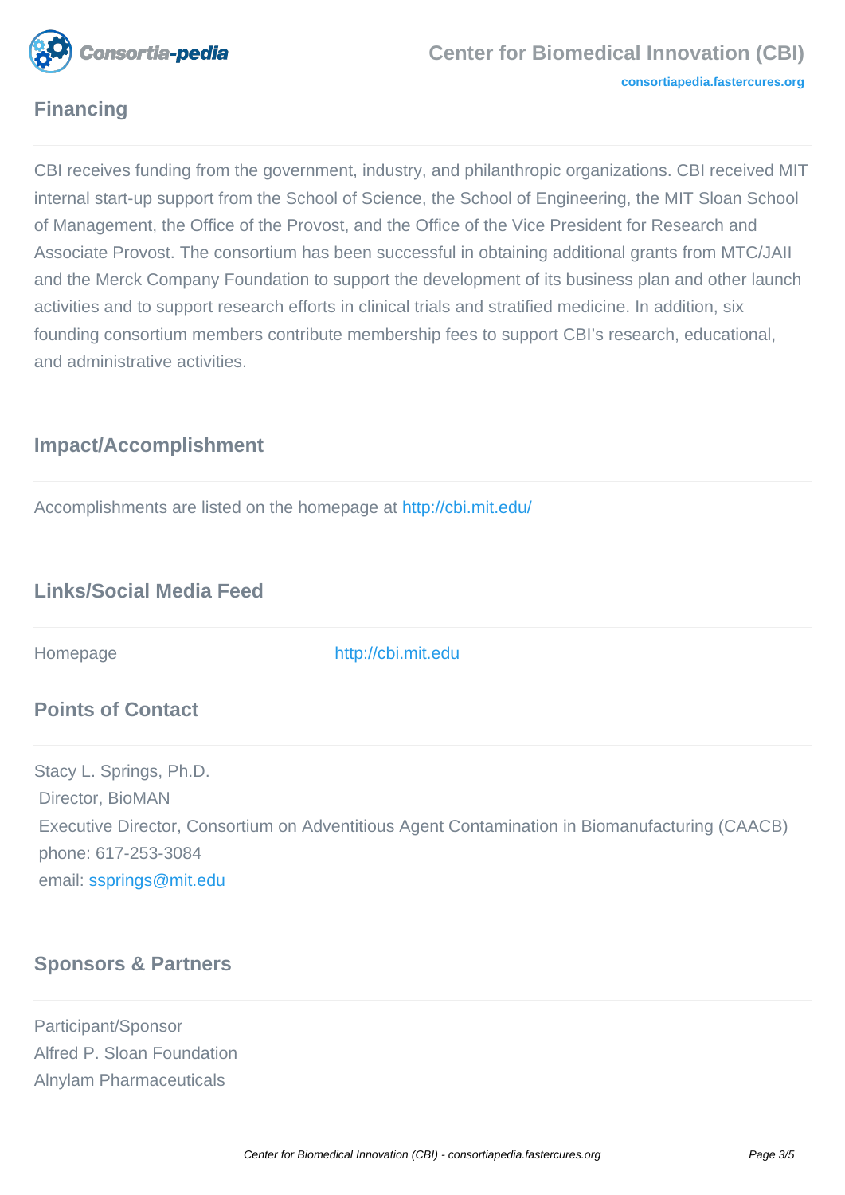## Financing

CBI receives funding from the government, industry, and philanthropic organizations. CBI received MIT internal start-up support from the School of Science, the School of Engineering, the MIT Sloan School of Management, the Office of the Provost, and the Office of the Vice President for Research and Associate Provost. The consortium has been successful in obtaining additional grants from MTC/JAII and the Merck Company Foundation to support the development of its business plan and other launch activities and to support research efforts in clinical trials and stratified medicine. In addition, six founding consortium members contribute membership fees to support CBI's research, educational, and administrative activities.

## Impact/Accomplishment

Accomplishments are listed on the homepage at http://cbi.mit.edu/

## Links/Social Media Feed

| | |
|---|---|
| Homepage | http://cbi.mit.edu |

## Points of Contact

Stacy L. Springs, Ph.D.
Director, BioMAN
Executive Director, Consortium on Adventitious Agent Contamination in Biomanufacturing (CAACB)
phone: 617-253-3084
email: ssprings@mit.edu

## Sponsors & Partners

Participant/Sponsor
Alfred P. Sloan Foundation
Alnylam Pharmaceuticals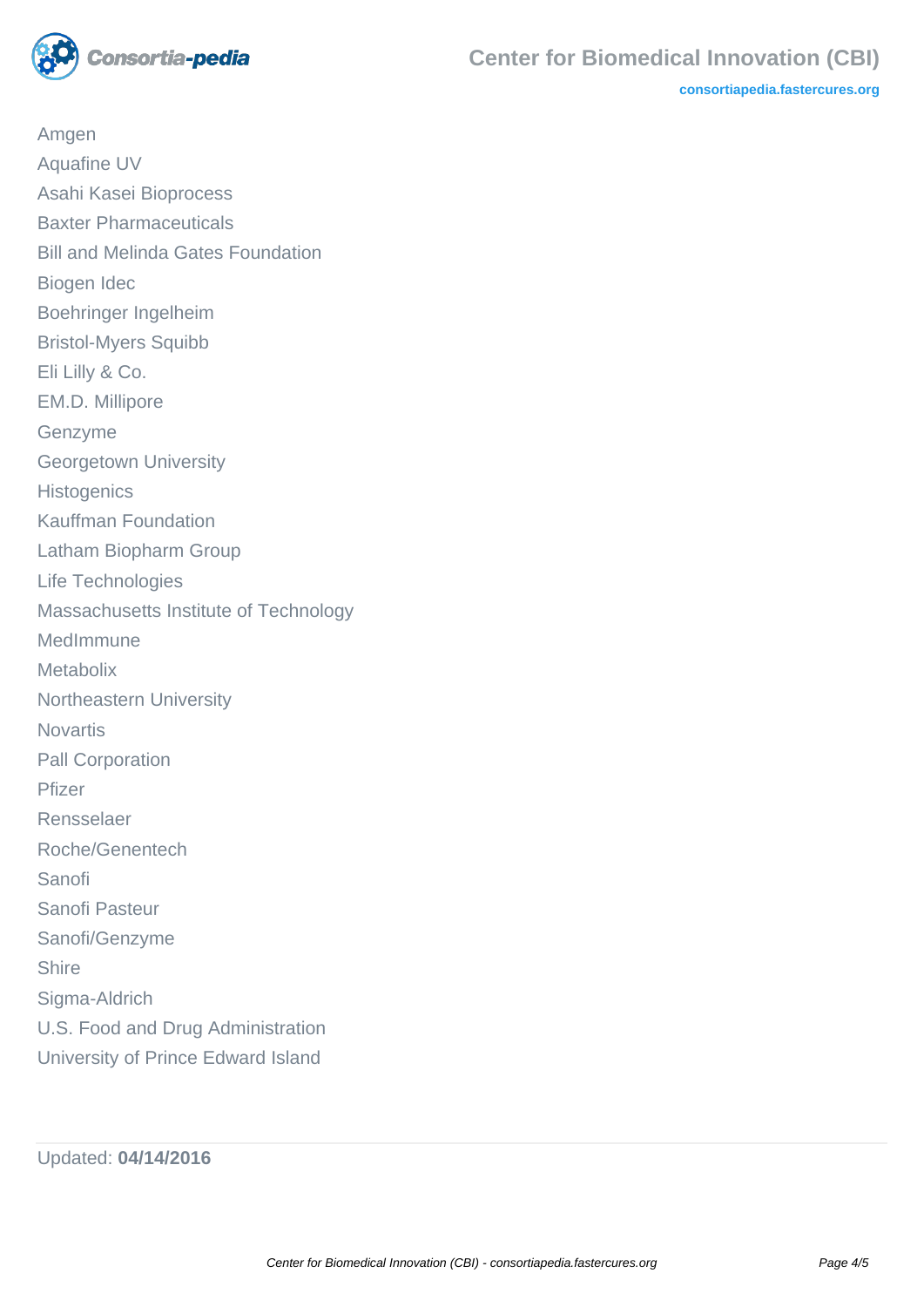Amgen
Aquafine UV
Asahi Kasei Bioprocess
Baxter Pharmaceuticals
Bill and Melinda Gates Foundation
Biogen Idec
Boehringer Ingelheim
Bristol-Myers Squibb
Eli Lilly & Co.
EM.D. Millipore
Genzyme
Georgetown University
Histogenics
Kauffman Foundation
Latham Biopharm Group
Life Technologies
Massachusetts Institute of Technology
MedImmune
Metabolix
Northeastern University
Novartis
Pall Corporation
Pfizer
Rensselaer
Roche/Genentech
Sanofi
Sanofi Pasteur
Sanofi/Genzyme
Shire
Sigma-Aldrich
U.S. Food and Drug Administration
University of Prince Edward Island

Updated: **04/14/2016**